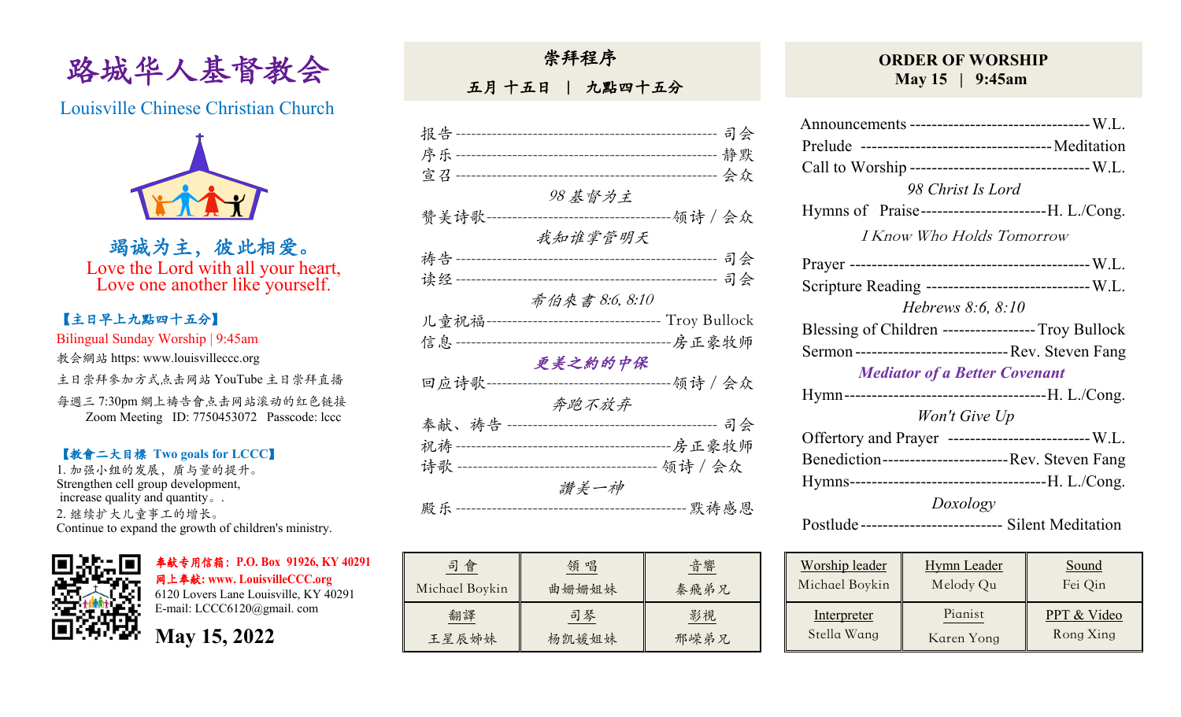# 路城华人基督教会

## Louisville Chinese Christian Church

**竭诚为主，彼此相爱。**
Love the Lord with all your heart,
Love one another like yourself.

**【主日早上九點四十五分】**
Bilingual Sunday Worship | 9:45am
教会網站 https: www.louisvilleccc.org
主日崇拜参加方式点击网站 YouTube 主日崇拜直播
每週三 7:30pm 網上禱告會点击网站滚动的红色链接
Zoom Meeting ID: 7750453072 Passcode: lccc

**【教會二大目標 Two goals for LCCC】**
1. 加强小组的发展，质与量的提升。
Strengthen cell group development, increase quality and quantity。.
2. 继续扩大儿童事工的增长。
Continue to expand the growth of children's ministry.

**奉献专用信箱：P.O. Box 91926, KY 40291**
**网上奉献: www. LouisvilleCCC.org**
6120 Lovers Lane Louisville, KY 40291
E-mail: LCCC6120@gmail. com

**May 15, 2022**

## 崇拜程序

**五月 十五日 | 九點四十五分**

报告 ---------- 司会
序乐 ---------- 静默
宣召 ---------- 会众
*98 基督为主*
赞美诗歌 ---------- 领诗 / 会众
*我知谁掌管明天*
祷告 ---------- 司会
读经 ---------- 司会
*希伯來書 8:6, 8:10*
儿童祝福 ---------- Troy Bullock
信息 ---------- 房正豪牧师
***更美之約的中保***
回应诗歌 ---------- 领诗 / 会众
*奔跑不放弃*
奉献、祷告 ---------- 司会
祝祷 ---------- 房正豪牧师
诗歌 ---------- 领诗 / 会众
*讚美一神*
殿乐 ---------- 默祷感恩

| 司 會 | 領 唱 | 音響 |
| --- | --- | --- |
| Michael Boykin | 曲姗姗姐妹 | 秦飛弟兄 |
| 翻譯 | 司琴 | 影視 |
| 王星辰姊妹 | 杨凯媛姐妹 | 邢嵘弟兄 |

## ORDER OF WORSHIP

**May 15 | 9:45am**

Announcements ---------- W.L.
Prelude ---------- Meditation
Call to Worship ---------- W.L.
*98 Christ Is Lord*
Hymns of Praise ---------- H. L./Cong.
*I Know Who Holds Tomorrow*
Prayer ---------- W.L.
Scripture Reading ---------- W.L.
*Hebrews 8:6, 8:10*
Blessing of Children ---------- Troy Bullock
Sermon ---------- Rev. Steven Fang
***Mediator of a Better Covenant***
Hymn ---------- H. L./Cong.
*Won't Give Up*
Offertory and Prayer ---------- W.L.
Benediction ---------- Rev. Steven Fang
Hymns ---------- H. L./Cong.
*Doxology*
Postlude ---------- Silent Meditation

| Worship leader | Hymn Leader | Sound |
| --- | --- | --- |
| Michael Boykin | Melody Qu | Fei Qin |
| Interpreter | Pianist | PPT & Video |
| Stella Wang | Karen Yong | Rong Xing |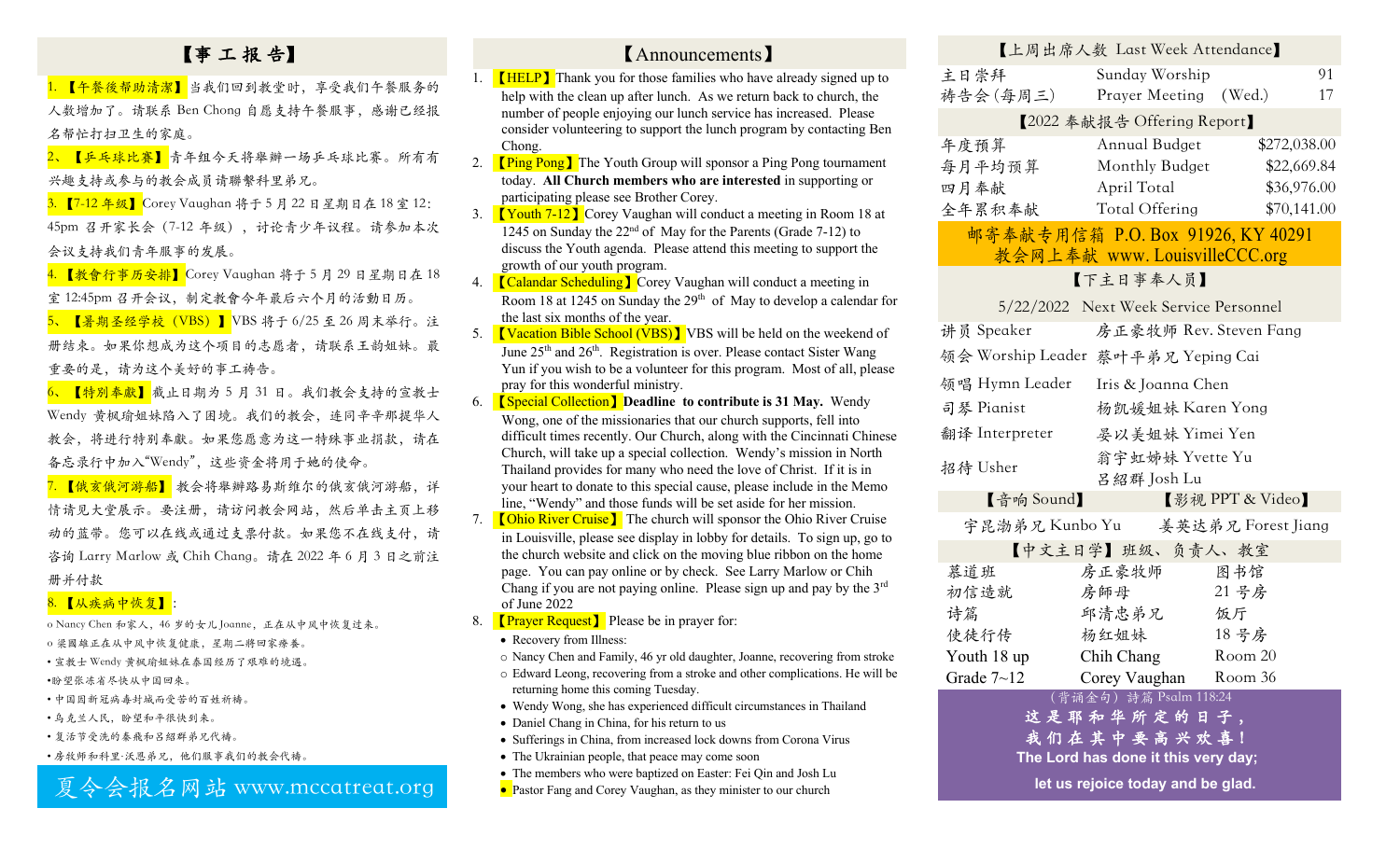## 【事工报告】

1. 【午餐後帮助清潔】当我们回到教堂时，享受我们午餐服务的人数增加了。请联系 Ben Chong 自愿支持午餐服事，感谢已经报名帮忙打扫卫生的家庭。

2、【乒乓球比賽】青年组今天将舉辦一場乒乓球比賽。所有有兴趣支持或参与的教会成员请聯繫科里弟兄。

3. 【7-12 年級】Corey Vaughan 将于 5 月 22 日星期日在 18 室 12:45pm 召开家长会（7-12 年级），讨论青少年议程。请参加本次会议支持我们青年服事的发展。

4. 【教會行事历安排】Corey Vaughan 将于 5 月 29 日星期日在 18 室 12:45pm 召开会议，制定教會今年最后六个月的活动日历。

5、【暑期圣经学校（VBS）】VBS 将于 6/25 至 26 周末举行。注册结束。如果你想成为这个项目的志愿者，请联系王韵知姊妹。最重要的是，请为这个美好的事工祷告。

6、【特別奉獻】截止日期为 5 月 31 日。我们教会支持的宣教士 Wendy 黄枫瑜姐妹陷入了困境。我们的教会，連同辛辛那提华人教会，将进行特別奉獻。如果您愿意为这一特殊事业捐款，请在备忘录行中加入"Wendy"，这些资金将用于她的使命。

7. 【俄亥俄河游船】教会将举辦路易斯维尔的俄亥俄河游船，详情请见大堂展示。要注册，请访问教会网站，然后单击主页上移动的蓝带。您可以在线或通过支票付款。如果您不在线支付，请咨询 Larry Marlow 或 Chih Chang。请在 2022 年 6 月 3 日之前注册并付款

8. 【从疾病中恢复】:

- Nancy Chen 和家人，46 岁的女儿 Joanne，正在从中风中恢复过来。
- 梁國雄正在从中风中恢复健康，星期二將回家療養。
- 宣教士 Wendy 黄枫瑜姐妹在泰国经历了艰难的境遇。
- 盼望张冻省尽快从中国回来。
- 中国因新冠病毒封城而受苦的百姓祈祷。
- 乌克兰人民，盼望和平很快到来。
- 复活节受洗的秦飛和吕紹群弟兄代祷。
- 房牧师和科里·沃恩弟兄，他们服事我们的教会代祷。

夏令会报名网站 www.mccatreat.org

## 【Announcements】

1. 【HELP】Thank you for those families who have already signed up to help with the clean up after lunch. As we return back to church, the number of people enjoying our lunch service has increased. Please consider volunteering to support the lunch program by contacting Ben Chong.
2. 【Ping Pong】The Youth Group will sponsor a Ping Pong tournament today. **All Church members who are interested** in supporting or participating please see Brother Corey.
3. 【Youth 7-12】Corey Vaughan will conduct a meeting in Room 18 at 1245 on Sunday the 22nd of May for the Parents (Grade 7-12) to discuss the Youth agenda. Please attend this meeting to support the growth of our youth program.
4. 【Calandar Scheduling】Corey Vaughan will conduct a meeting in Room 18 at 1245 on Sunday the 29th of May to develop a calendar for the last six months of the year.
5. 【Vacation Bible School (VBS)】VBS will be held on the weekend of June 25th and 26th. Registration is over. Please contact Sister Wang Yun if you wish to be a volunteer for this program. Most of all, please pray for this wonderful ministry.
6. 【Special Collection】**Deadline to contribute is 31 May.** Wendy Wong, one of the missionaries that our church supports, fell into difficult times recently. Our Church, along with the Cincinnati Chinese Church, will take up a special collection. Wendy's mission in North Thailand provides for many who need the love of Christ. If it is in your heart to donate to this special cause, please include in the Memo line, "Wendy" and those funds will be set aside for her mission.
7. 【Ohio River Cruise】 The church will sponsor the Ohio River Cruise in Louisville, please see display in lobby for details. To sign up, go to the church website and click on the moving blue ribbon on the home page. You can pay online or by check. See Larry Marlow or Chih Chang if you are not paying online. Please sign up and pay by the 3rd of June 2022
8. 【Prayer Request】 Please be in prayer for:
   - Recovery from Illness:
     - Nancy Chen and Family, 46 yr old daughter, Joanne, recovering from stroke
     - Edward Leong, recovering from a stroke and other complications. He will be returning home this coming Tuesday.
   - Wendy Wong, she has experienced difficult circumstances in Thailand
   - Daniel Chang in China, for his return to us
   - Sufferings in China, from increased lock downs from Corona Virus
   - The Ukrainian people, that peace may come soon
   - The members who were baptized on Easter: Fei Qin and Josh Lu
   - Pastor Fang and Corey Vaughan, as they minister to our church

## 【上周出席人数 Last Week Attendance】

| | | |
|---|---|---|
| 主日崇拜 | Sunday Worship | 91 |
| 祷告会（每周三） | Prayer Meeting (Wed.) | 17 |

## 【2022 奉献报告 Offering Report】

| | | |
|---|---|---|
| 年度预算 | Annual Budget | $272,038.00 |
| 每月平均预算 | Monthly Budget | $22,669.84 |
| 四月奉献 | April Total | $36,976.00 |
| 全年累积奉献 | Total Offering | $70,141.00 |

邮寄奉献专用信箱 P.O. Box 91926, KY 40291
教会网上奉献 www. LouisvilleCCC.org

## 【下主日事奉人员】

5/22/2022 Next Week Service Personnel

| | |
|---|---|
| 讲员 Speaker | 房正豪牧师 Rev. Steven Fang |
| 领会 Worship Leader | 蔡叶平弟兄 Yeping Cai |
| 领唱 Hymn Leader | Iris & Joanna Chen |
| 司琴 Pianist | 杨凯媛姐妹 Karen Yong |
| 翻译 Interpreter | 晏以美姐妹 Yimei Yen |
| 招待 Usher | 翁宇虹姊妹 Yvette Yu<br>吕紹群 Josh Lu |

| 【音响 Sound】 | 【影视 PPT & Video】 |
|---|---|
| 宇昆渤弟兄 Kunbo Yu | 姜英达弟兄 Forest Jiang |

## 【中文主日学】班级、负责人、教室

| | | |
|---|---|---|
| 慕道班 | 房正豪牧师 | 图书馆 |
| 初信造就 | 房師母 | 21 号房 |
| 诗篇 | 邱清忠弟兄 | 饭厅 |
| 使徒行传 | 杨红姐妹 | 18 号房 |
| Youth 18 up | Chih Chang | Room 20 |
| Grade 7~12 | Corey Vaughan | Room 36 |

（背誦金句）詩篇 Psalm 118:24

**这是耶和华所定的日子，**
**我们在其中要高兴欢喜！**
**The Lord has done it this very day;**
**let us rejoice today and be glad.**